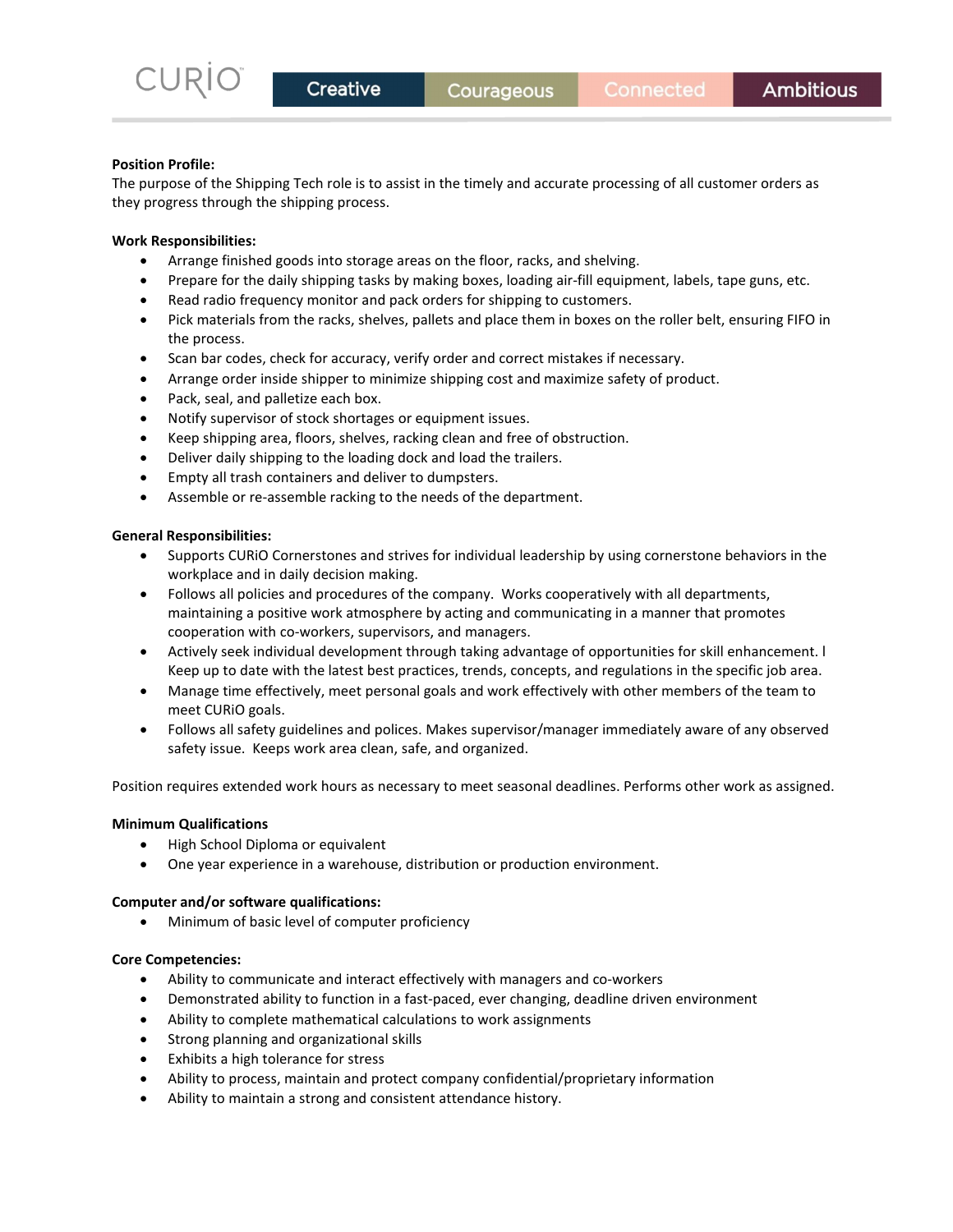CURiO | Creative | Courageous | Connected | Ambitious

**Position Profile:**
The purpose of the Shipping Tech role is to assist in the timely and accurate processing of all customer orders as they progress through the shipping process.

**Work Responsibilities:**

- Arrange finished goods into storage areas on the floor, racks, and shelving.
- Prepare for the daily shipping tasks by making boxes, loading air-fill equipment, labels, tape guns, etc.
- Read radio frequency monitor and pack orders for shipping to customers.
- Pick materials from the racks, shelves, pallets and place them in boxes on the roller belt, ensuring FIFO in the process.
- Scan bar codes, check for accuracy, verify order and correct mistakes if necessary.
- Arrange order inside shipper to minimize shipping cost and maximize safety of product.
- Pack, seal, and palletize each box.
- Notify supervisor of stock shortages or equipment issues.
- Keep shipping area, floors, shelves, racking clean and free of obstruction.
- Deliver daily shipping to the loading dock and load the trailers.
- Empty all trash containers and deliver to dumpsters.
- Assemble or re-assemble racking to the needs of the department.

**General Responsibilities:**

- Supports CURiO Cornerstones and strives for individual leadership by using cornerstone behaviors in the workplace and in daily decision making.
- Follows all policies and procedures of the company. Works cooperatively with all departments, maintaining a positive work atmosphere by acting and communicating in a manner that promotes cooperation with co-workers, supervisors, and managers.
- Actively seek individual development through taking advantage of opportunities for skill enhancement. l Keep up to date with the latest best practices, trends, concepts, and regulations in the specific job area.
- Manage time effectively, meet personal goals and work effectively with other members of the team to meet CURiO goals.
- Follows all safety guidelines and polices. Makes supervisor/manager immediately aware of any observed safety issue. Keeps work area clean, safe, and organized.

Position requires extended work hours as necessary to meet seasonal deadlines. Performs other work as assigned.

**Minimum Qualifications**

- High School Diploma or equivalent
- One year experience in a warehouse, distribution or production environment.

**Computer and/or software qualifications:**

- Minimum of basic level of computer proficiency

**Core Competencies:**

- Ability to communicate and interact effectively with managers and co-workers
- Demonstrated ability to function in a fast-paced, ever changing, deadline driven environment
- Ability to complete mathematical calculations to work assignments
- Strong planning and organizational skills
- Exhibits a high tolerance for stress
- Ability to process, maintain and protect company confidential/proprietary information
- Ability to maintain a strong and consistent attendance history.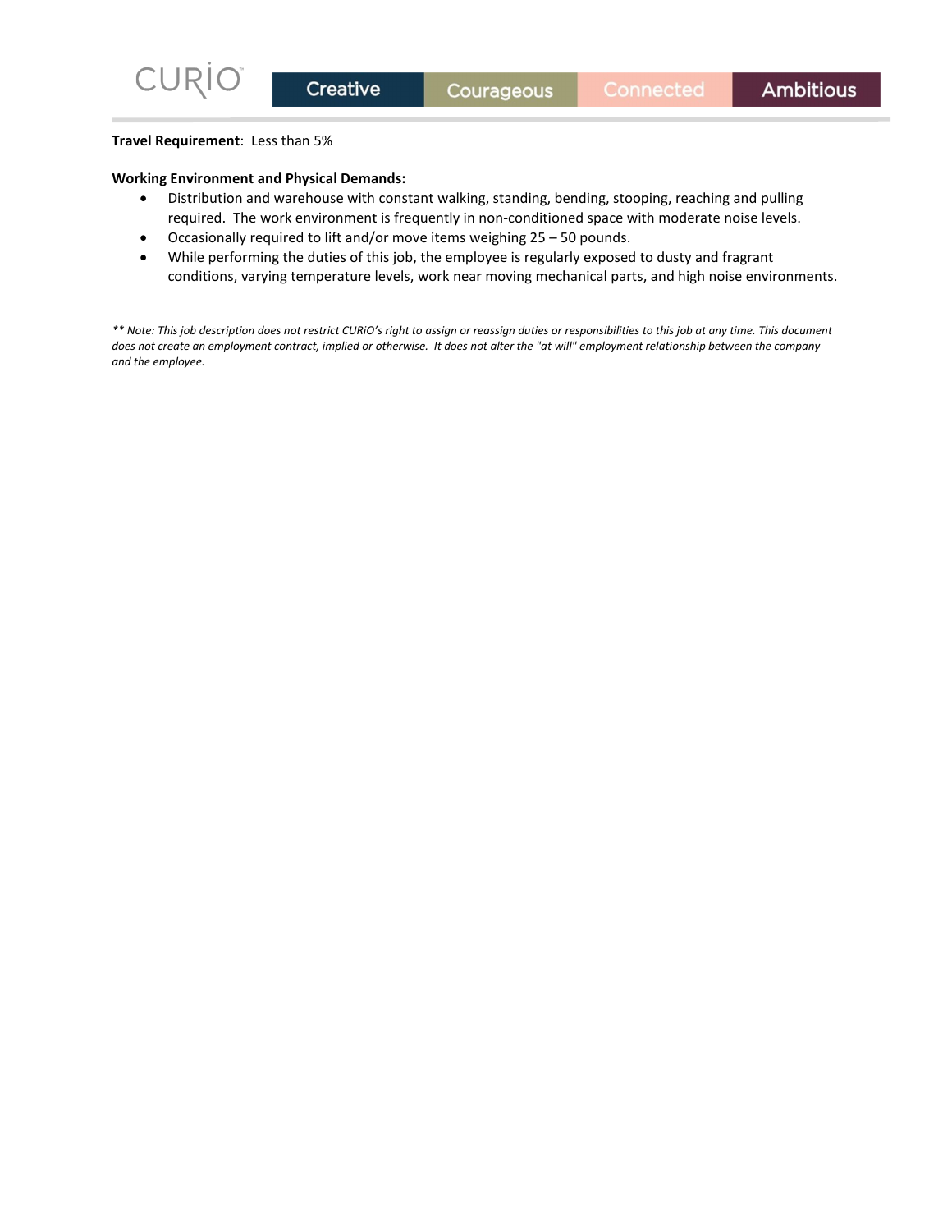**Travel Requirement**: Less than 5%

**Working Environment and Physical Demands:**

- Distribution and warehouse with constant walking, standing, bending, stooping, reaching and pulling required. The work environment is frequently in non-conditioned space with moderate noise levels.
- Occasionally required to lift and/or move items weighing 25 – 50 pounds.
- While performing the duties of this job, the employee is regularly exposed to dusty and fragrant conditions, varying temperature levels, work near moving mechanical parts, and high noise environments.

*** Note: This job description does not restrict CURiO's right to assign or reassign duties or responsibilities to this job at any time. This document does not create an employment contract, implied or otherwise. It does not alter the "at will" employment relationship between the company and the employee.*